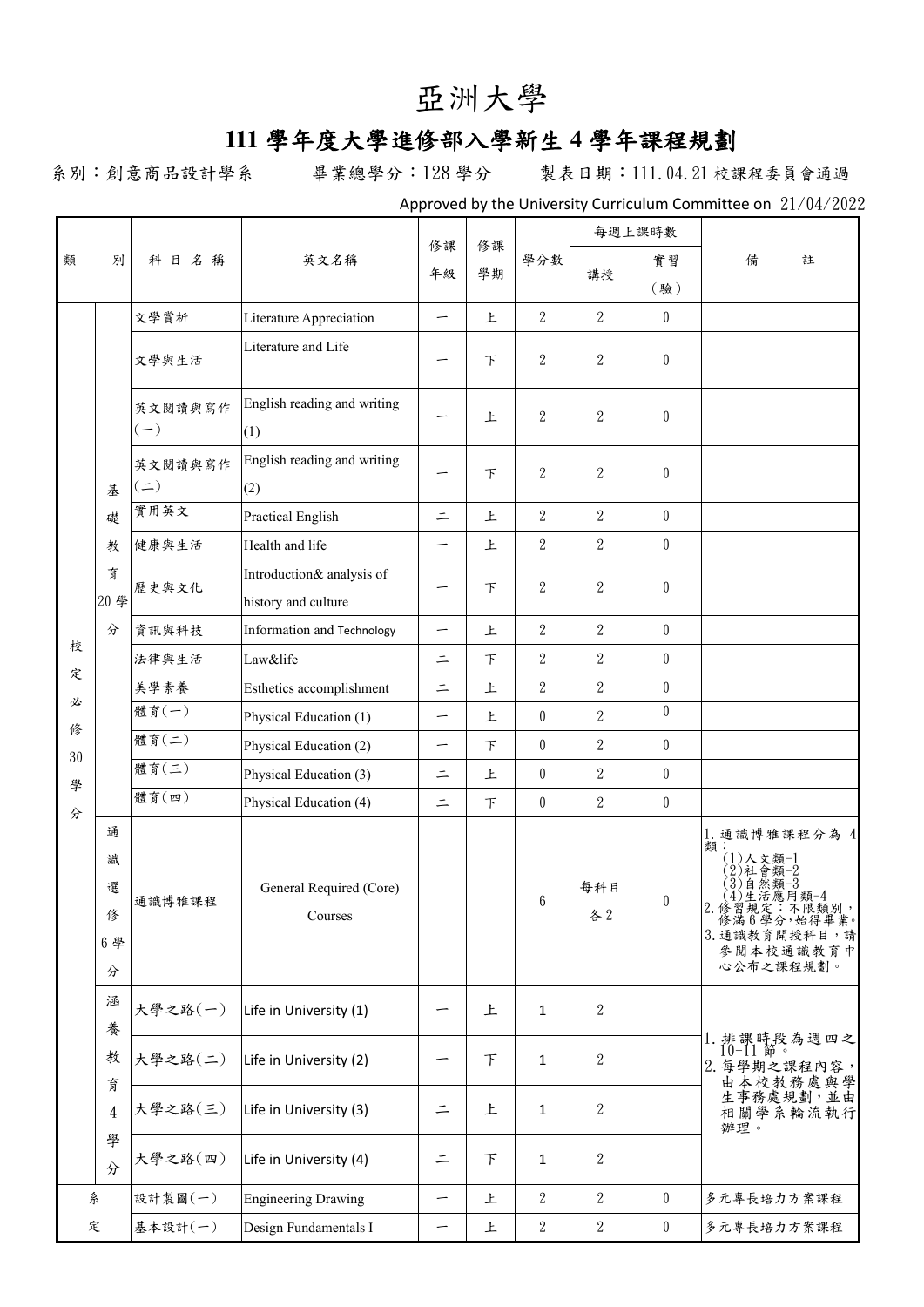# 亞洲大學

## 111 學年度大學進修部入學新生 4 學年課程規劃

系別：創意商品設計學系　　畢業總學分：128 學分　　製表日期：111.04.21 校課程委員會通過

Approved by the University Curriculum Committee on 21/04/2022

| 類別 | | 科目名稱 | 英文名稱 | 修課年級 | 修課學期 | 學分數 | 每週上課時數 | | 備註 |
|---|---|---|---|---|---|---|---|---|---|
| | | | | | | | 講授 | 實習(驗) | |
| 校定必修30學分 | 基礎教育20學分 | 文學賞析 | Literature Appreciation | 一 | 上 | 2 | 2 | 0 | |
| | | 文學與生活 | Literature and Life | 一 | 下 | 2 | 2 | 0 | |
| | | 英文閱讀與寫作(一) | English reading and writing (1) | 一 | 上 | 2 | 2 | 0 | |
| | | 英文閱讀與寫作(二) | English reading and writing (2) | 一 | 下 | 2 | 2 | 0 | |
| | | 實用英文 | Practical English | 二 | 上 | 2 | 2 | 0 | |
| | | 健康與生活 | Health and life | 一 | 上 | 2 | 2 | 0 | |
| | | 歷史與文化 | Introduction& analysis of history and culture | 一 | 下 | 2 | 2 | 0 | |
| | | 資訊與科技 | Information and Technology | 一 | 上 | 2 | 2 | 0 | |
| | | 法律與生活 | Law&life | 二 | 下 | 2 | 2 | 0 | |
| | | 美學素養 | Esthetics accomplishment | 二 | 上 | 2 | 2 | 0 | |
| | | 體育(一) | Physical Education (1) | 一 | 上 | 0 | 2 | 0 | |
| | | 體育(二) | Physical Education (2) | 一 | 下 | 0 | 2 | 0 | |
| | | 體育(三) | Physical Education (3) | 二 | 上 | 0 | 2 | 0 | |
| | | 體育(四) | Physical Education (4) | 二 | 下 | 0 | 2 | 0 | |
| | 通識選修6學分 | 通識博雅課程 | General Required (Core) Courses | | | 6 | 每科目各2 | 0 | 1.通識博雅課程分為4類：(1)人文類-1 (2)社會類-2 (3)自然類-3 (4)生活應用類-4 2.修習規定：不限類別，修滿6學分,始得畢業。3.通識教育開授科目，請參閱本校通識教育中心公布之課程規劃。 |
| | 涵養教育4學分 | 大學之路(一) | Life in University (1) | 一 | 上 | 1 | 2 | | 1.排課時段為週四之10-11節。2.每學期之課程內容，由本校教務處與學生事務處規劃，並由相關學系輪流執行辦理。 |
| | | 大學之路(二) | Life in University (2) | 一 | 下 | 1 | 2 | | |
| | | 大學之路(三) | Life in University (3) | 二 | 上 | 1 | 2 | | |
| | | 大學之路(四) | Life in University (4) | 二 | 下 | 1 | 2 | | |
| 系定 | | 設計製圖(一) | Engineering Drawing | 一 | 上 | 2 | 2 | 0 | 多元專長培力方案課程 |
| | | 基本設計(一) | Design Fundamentals I | 一 | 上 | 2 | 2 | 0 | 多元專長培力方案課程 |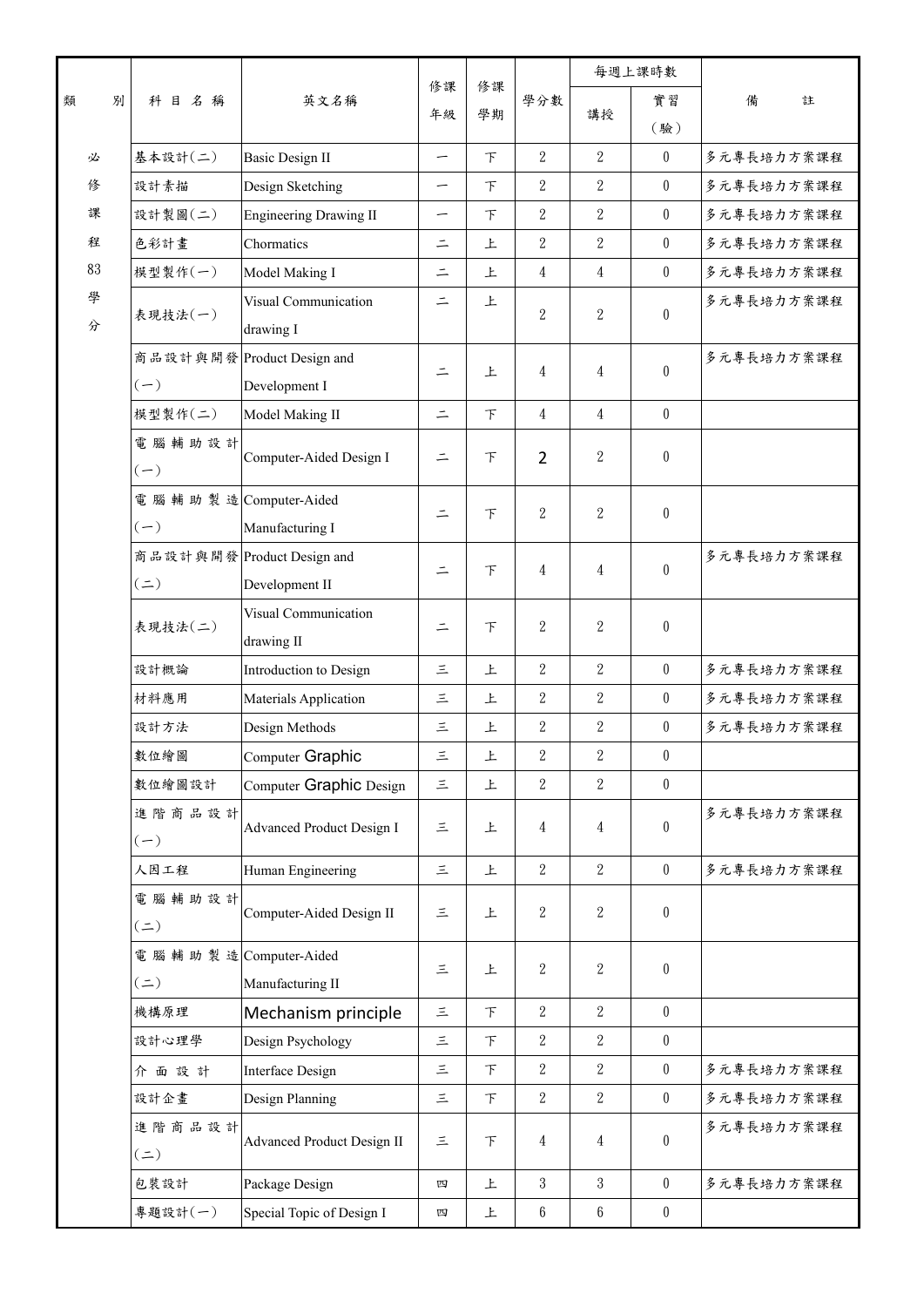| 類別 | 科目名稱 | 英文名稱 | 修課年級 | 修課學期 | 學分數 | 每週上課時數 | | 備註 |
|---|---|---|---|---|---|---|---|---|
| | | | | | | 講授 | 實習(驗) | |
| 必修課程83學分 | 基本設計(二) | Basic Design II | 一 | 下 | 2 | 2 | 0 | 多元專長培力方案課程 |
| | 設計素描 | Design Sketching | 一 | 下 | 2 | 2 | 0 | 多元專長培力方案課程 |
| | 設計製圖(二) | Engineering Drawing II | 一 | 下 | 2 | 2 | 0 | 多元專長培力方案課程 |
| | 色彩計畫 | Chormatics | 二 | 上 | 2 | 2 | 0 | 多元專長培力方案課程 |
| | 模型製作(一) | Model Making I | 二 | 上 | 4 | 4 | 0 | 多元專長培力方案課程 |
| | 表現技法(一) | Visual Communication drawing I | 二 | 上 | 2 | 2 | 0 | 多元專長培力方案課程 |
| | 商品設計與開發(一) | Product Design and Development I | 二 | 上 | 4 | 4 | 0 | 多元專長培力方案課程 |
| | 模型製作(二) | Model Making II | 二 | 下 | 4 | 4 | 0 | |
| | 電腦輔助設計(一) | Computer-Aided Design I | 二 | 下 | 2 | 2 | 0 | |
| | 電腦輔助製造(一) | Computer-Aided Manufacturing I | 二 | 下 | 2 | 2 | 0 | |
| | 商品設計與開發(二) | Product Design and Development II | 二 | 下 | 4 | 4 | 0 | 多元專長培力方案課程 |
| | 表現技法(二) | Visual Communication drawing II | 二 | 下 | 2 | 2 | 0 | |
| | 設計概論 | Introduction to Design | 三 | 上 | 2 | 2 | 0 | 多元專長培力方案課程 |
| | 材料應用 | Materials Application | 三 | 上 | 2 | 2 | 0 | 多元專長培力方案課程 |
| | 設計方法 | Design Methods | 三 | 上 | 2 | 2 | 0 | 多元專長培力方案課程 |
| | 數位繪圖 | Computer Graphic | 三 | 上 | 2 | 2 | 0 | |
| | 數位繪圖設計 | Computer Graphic Design | 三 | 上 | 2 | 2 | 0 | |
| | 進階商品設計(一) | Advanced Product Design I | 三 | 上 | 4 | 4 | 0 | 多元專長培力方案課程 |
| | 人因工程 | Human Engineering | 三 | 上 | 2 | 2 | 0 | 多元專長培力方案課程 |
| | 電腦輔助設計(二) | Computer-Aided Design II | 三 | 上 | 2 | 2 | 0 | |
| | 電腦輔助製造(二) | Computer-Aided Manufacturing II | 三 | 上 | 2 | 2 | 0 | |
| | 機構原理 | Mechanism principle | 三 | 下 | 2 | 2 | 0 | |
| | 設計心理學 | Design Psychology | 三 | 下 | 2 | 2 | 0 | |
| | 介面設計 | Interface Design | 三 | 下 | 2 | 2 | 0 | 多元專長培力方案課程 |
| | 設計企畫 | Design Planning | 三 | 下 | 2 | 2 | 0 | 多元專長培力方案課程 |
| | 進階商品設計(二) | Advanced Product Design II | 三 | 下 | 4 | 4 | 0 | 多元專長培力方案課程 |
| | 包裝設計 | Package Design | 四 | 上 | 3 | 3 | 0 | 多元專長培力方案課程 |
| | 專題設計(一) | Special Topic of Design I | 四 | 上 | 6 | 6 | 0 | |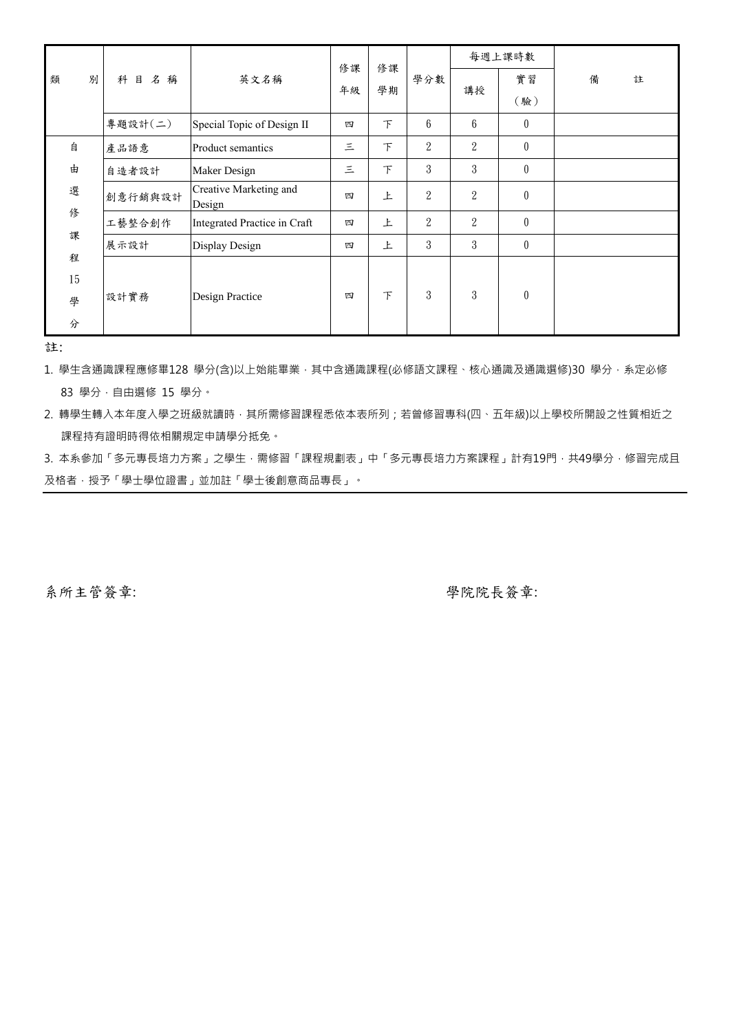| 類　　別 | 科 目 名 稱 | 英文名稱 | 修課年級 | 修課學期 | 學分數 | 每週上課時數 | | 備　　註 |
|---|---|---|---|---|---|---|---|---|
| | | | | | | 講授 | 實習(驗) | |
| | 專題設計(二) | Special Topic of Design II | 四 | 下 | 6 | 6 | 0 | |
| 自由選修課程15學分 | 產品語意 | Product semantics | 三 | 下 | 2 | 2 | 0 | |
| | 自造者設計 | Maker Design | 三 | 下 | 3 | 3 | 0 | |
| | 創意行銷與設計 | Creative Marketing and Design | 四 | 上 | 2 | 2 | 0 | |
| | 工藝整合創作 | Integrated Practice in Craft | 四 | 上 | 2 | 2 | 0 | |
| | 展示設計 | Display Design | 四 | 上 | 3 | 3 | 0 | |
| | 設計實務 | Design Practice | 四 | 下 | 3 | 3 | 0 | |

註:

1. 學生含通識課程應修畢128 學分(含)以上始能畢業，其中含通識課程(必修語文課程、核心通識及通識選修)30 學分，系定必修 83 學分，自由選修 15 學分。
2. 轉學生轉入本年度入學之班級就讀時，其所需修習課程悉依本表所列；若曾修習專科(四、五年級)以上學校所開設之性質相近之課程持有證明時得依相關規定申請學分抵免。

3. 本系參加「多元專長培力方案」之學生，需修習「課程規劃表」中「多元專長培力方案課程」計有19門，共49學分，修習完成且及格者，授予「學士學位證書」並加註「學士後創意商品專長」。

系所主管簽章:

學院院長簽章: